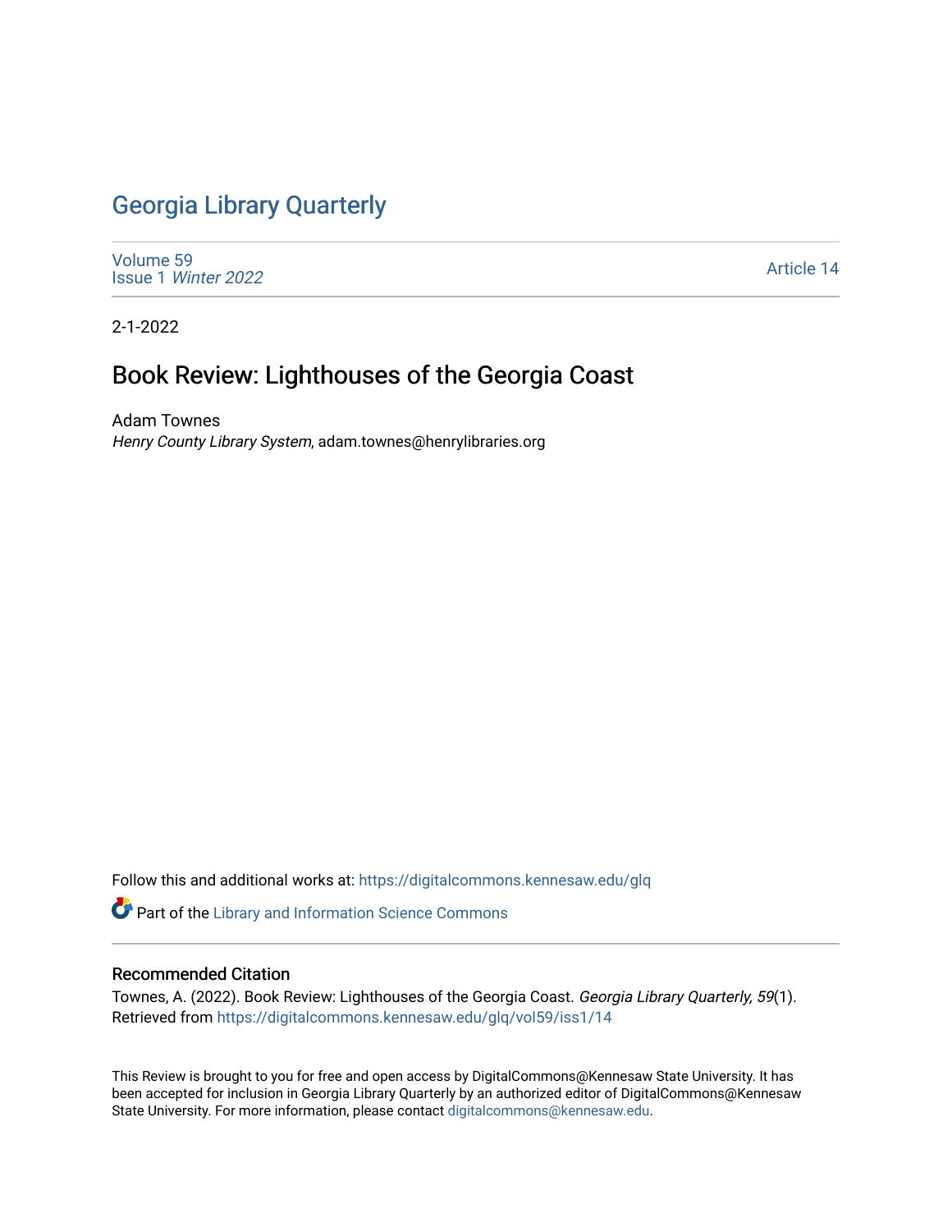# Georgia Library Quarterly

Volume 59
Issue 1 *Winter 2022*

Article 14

2-1-2022

## Book Review: Lighthouses of the Georgia Coast

Adam Townes
*Henry County Library System*, adam.townes@henrylibraries.org

Follow this and additional works at: https://digitalcommons.kennesaw.edu/glq

Part of the Library and Information Science Commons

### Recommended Citation

Townes, A. (2022). Book Review: Lighthouses of the Georgia Coast. *Georgia Library Quarterly, 59*(1). Retrieved from https://digitalcommons.kennesaw.edu/glq/vol59/iss1/14

This Review is brought to you for free and open access by DigitalCommons@Kennesaw State University. It has been accepted for inclusion in Georgia Library Quarterly by an authorized editor of DigitalCommons@Kennesaw State University. For more information, please contact digitalcommons@kennesaw.edu.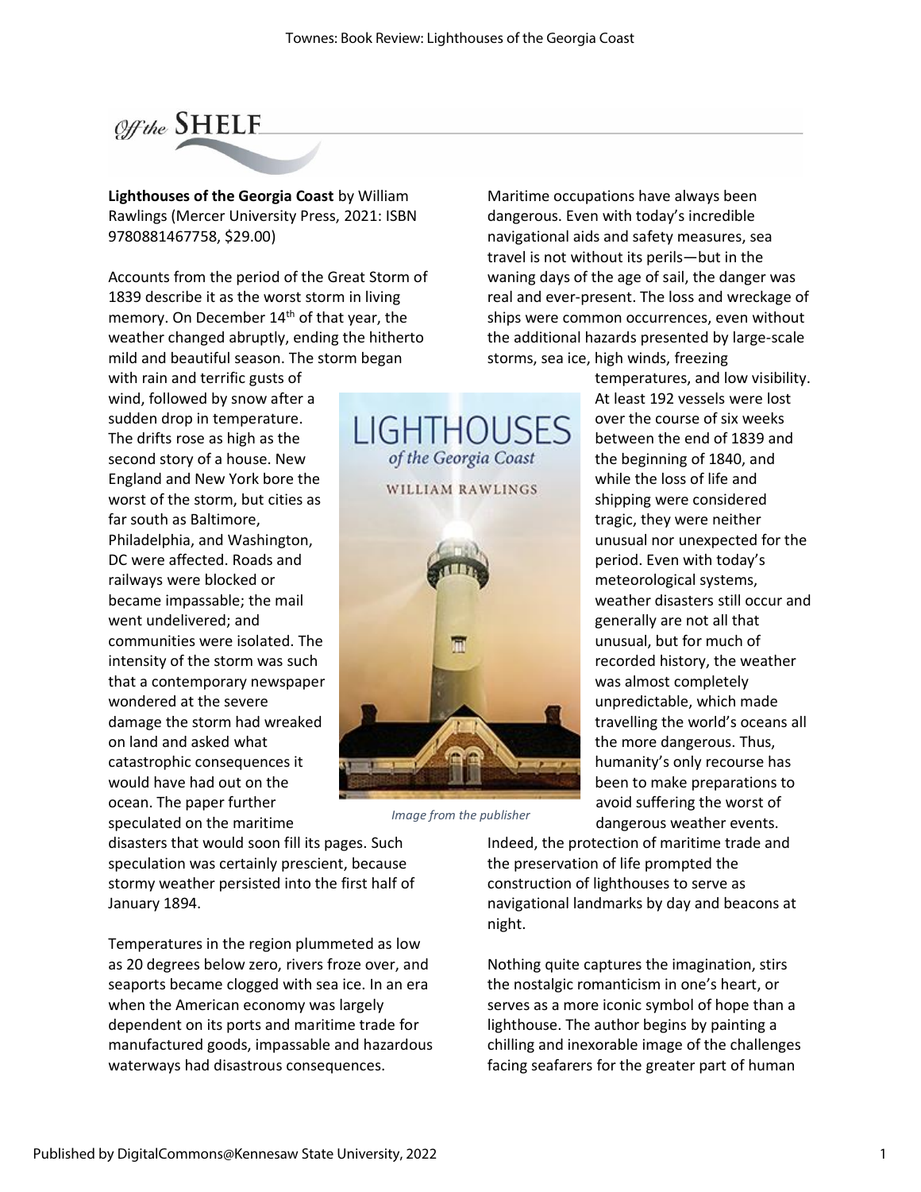Off the SHELF

**Lighthouses of the Georgia Coast** by William Rawlings (Mercer University Press, 2021: ISBN 9780881467758, $29.00)

Accounts from the period of the Great Storm of 1839 describe it as the worst storm in living memory. On December 14th of that year, the weather changed abruptly, ending the hitherto mild and beautiful season. The storm began with rain and terrific gusts of wind, followed by snow after a sudden drop in temperature. The drifts rose as high as the second story of a house. New England and New York bore the worst of the storm, but cities as far south as Baltimore, Philadelphia, and Washington, DC were affected. Roads and railways were blocked or became impassable; the mail went undelivered; and communities were isolated. The intensity of the storm was such that a contemporary newspaper wondered at the severe damage the storm had wreaked on land and asked what catastrophic consequences it would have had out on the ocean. The paper further speculated on the maritime disasters that would soon fill its pages. Such speculation was certainly prescient, because stormy weather persisted into the first half of January 1894.

Temperatures in the region plummeted as low as 20 degrees below zero, rivers froze over, and seaports became clogged with sea ice. In an era when the American economy was largely dependent on its ports and maritime trade for manufactured goods, impassable and hazardous waterways had disastrous consequences.

*Image from the publisher*

Maritime occupations have always been dangerous. Even with today's incredible navigational aids and safety measures, sea travel is not without its perils—but in the waning days of the age of sail, the danger was real and ever-present. The loss and wreckage of ships were common occurrences, even without the additional hazards presented by large-scale storms, sea ice, high winds, freezing temperatures, and low visibility. At least 192 vessels were lost over the course of six weeks between the end of 1839 and the beginning of 1840, and while the loss of life and shipping were considered tragic, they were neither unusual nor unexpected for the period. Even with today's meteorological systems, weather disasters still occur and generally are not all that unusual, but for much of recorded history, the weather was almost completely unpredictable, which made travelling the world's oceans all the more dangerous. Thus, humanity's only recourse has been to make preparations to avoid suffering the worst of dangerous weather events. Indeed, the protection of maritime trade and the preservation of life prompted the construction of lighthouses to serve as navigational landmarks by day and beacons at night.

Nothing quite captures the imagination, stirs the nostalgic romanticism in one's heart, or serves as a more iconic symbol of hope than a lighthouse. The author begins by painting a chilling and inexorable image of the challenges facing seafarers for the greater part of human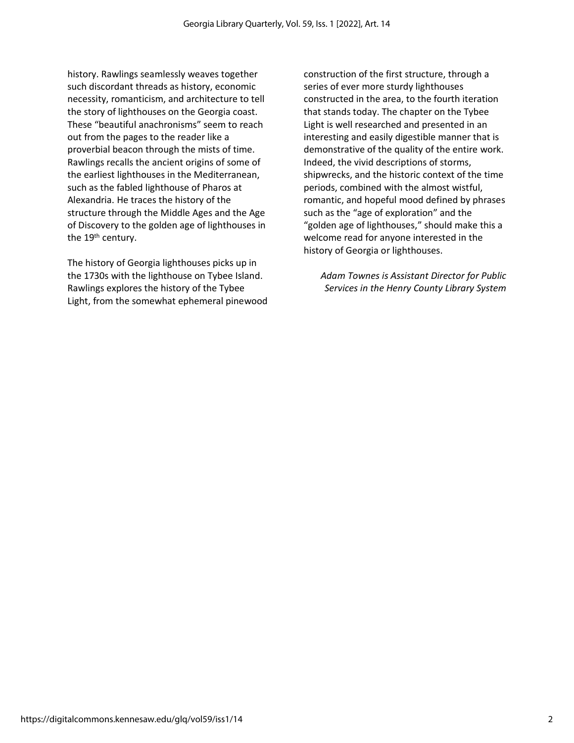history. Rawlings seamlessly weaves together such discordant threads as history, economic necessity, romanticism, and architecture to tell the story of lighthouses on the Georgia coast. These "beautiful anachronisms" seem to reach out from the pages to the reader like a proverbial beacon through the mists of time. Rawlings recalls the ancient origins of some of the earliest lighthouses in the Mediterranean, such as the fabled lighthouse of Pharos at Alexandria. He traces the history of the structure through the Middle Ages and the Age of Discovery to the golden age of lighthouses in the 19th century.

The history of Georgia lighthouses picks up in the 1730s with the lighthouse on Tybee Island. Rawlings explores the history of the Tybee Light, from the somewhat ephemeral pinewood construction of the first structure, through a series of ever more sturdy lighthouses constructed in the area, to the fourth iteration that stands today. The chapter on the Tybee Light is well researched and presented in an interesting and easily digestible manner that is demonstrative of the quality of the entire work. Indeed, the vivid descriptions of storms, shipwrecks, and the historic context of the time periods, combined with the almost wistful, romantic, and hopeful mood defined by phrases such as the "age of exploration" and the "golden age of lighthouses," should make this a welcome read for anyone interested in the history of Georgia or lighthouses.

*Adam Townes is Assistant Director for Public Services in the Henry County Library System*